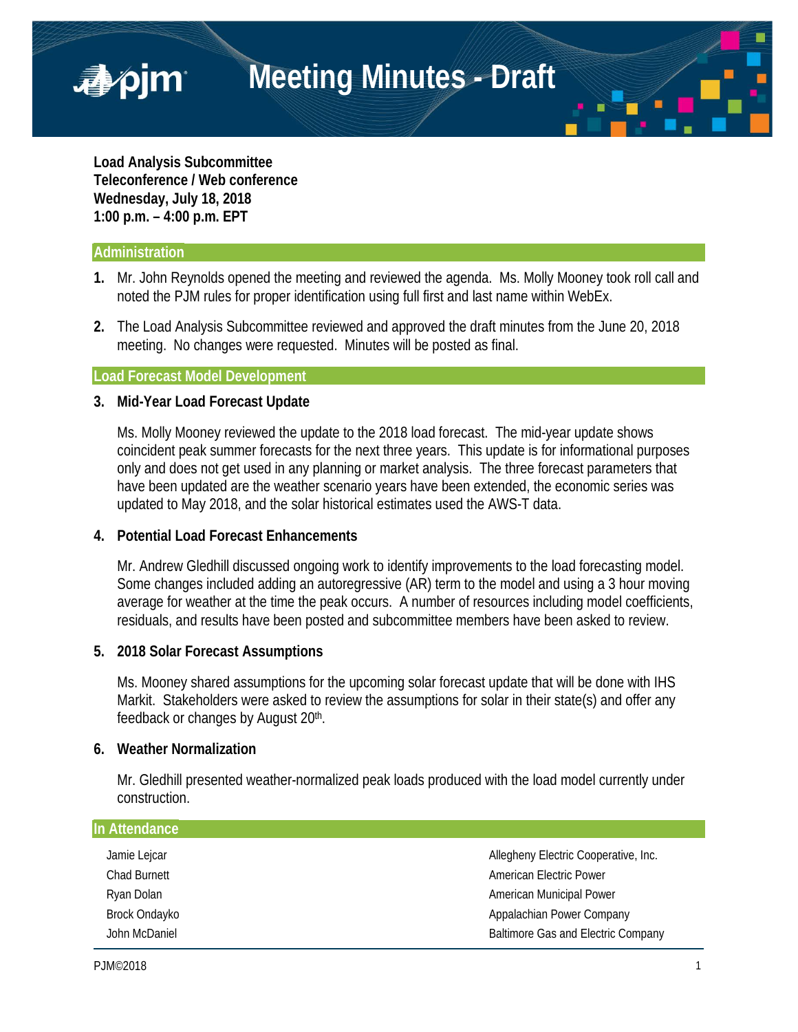# Meeting Minutes - Draft

**Load Analysis Subcommittee**
**Teleconference / Web conference**
**Wednesday, July 18, 2018**
**1:00 p.m. – 4:00 p.m. EPT**

## Administration

1. Mr. John Reynolds opened the meeting and reviewed the agenda. Ms. Molly Mooney took roll call and noted the PJM rules for proper identification using full first and last name within WebEx.

2. The Load Analysis Subcommittee reviewed and approved the draft minutes from the June 20, 2018 meeting. No changes were requested. Minutes will be posted as final.

## Load Forecast Model Development

### 3. Mid-Year Load Forecast Update

Ms. Molly Mooney reviewed the update to the 2018 load forecast. The mid-year update shows coincident peak summer forecasts for the next three years. This update is for informational purposes only and does not get used in any planning or market analysis. The three forecast parameters that have been updated are the weather scenario years have been extended, the economic series was updated to May 2018, and the solar historical estimates used the AWS-T data.

### 4. Potential Load Forecast Enhancements

Mr. Andrew Gledhill discussed ongoing work to identify improvements to the load forecasting model. Some changes included adding an autoregressive (AR) term to the model and using a 3 hour moving average for weather at the time the peak occurs. A number of resources including model coefficients, residuals, and results have been posted and subcommittee members have been asked to review.

### 5. 2018 Solar Forecast Assumptions

Ms. Mooney shared assumptions for the upcoming solar forecast update that will be done with IHS Markit. Stakeholders were asked to review the assumptions for solar in their state(s) and offer any feedback or changes by August 20th.

### 6. Weather Normalization

Mr. Gledhill presented weather-normalized peak loads produced with the load model currently under construction.

## In Attendance

| | |
|---|---|
| Jamie Lejcar | Allegheny Electric Cooperative, Inc. |
| Chad Burnett | American Electric Power |
| Ryan Dolan | American Municipal Power |
| Brock Ondayko | Appalachian Power Company |
| John McDaniel | Baltimore Gas and Electric Company |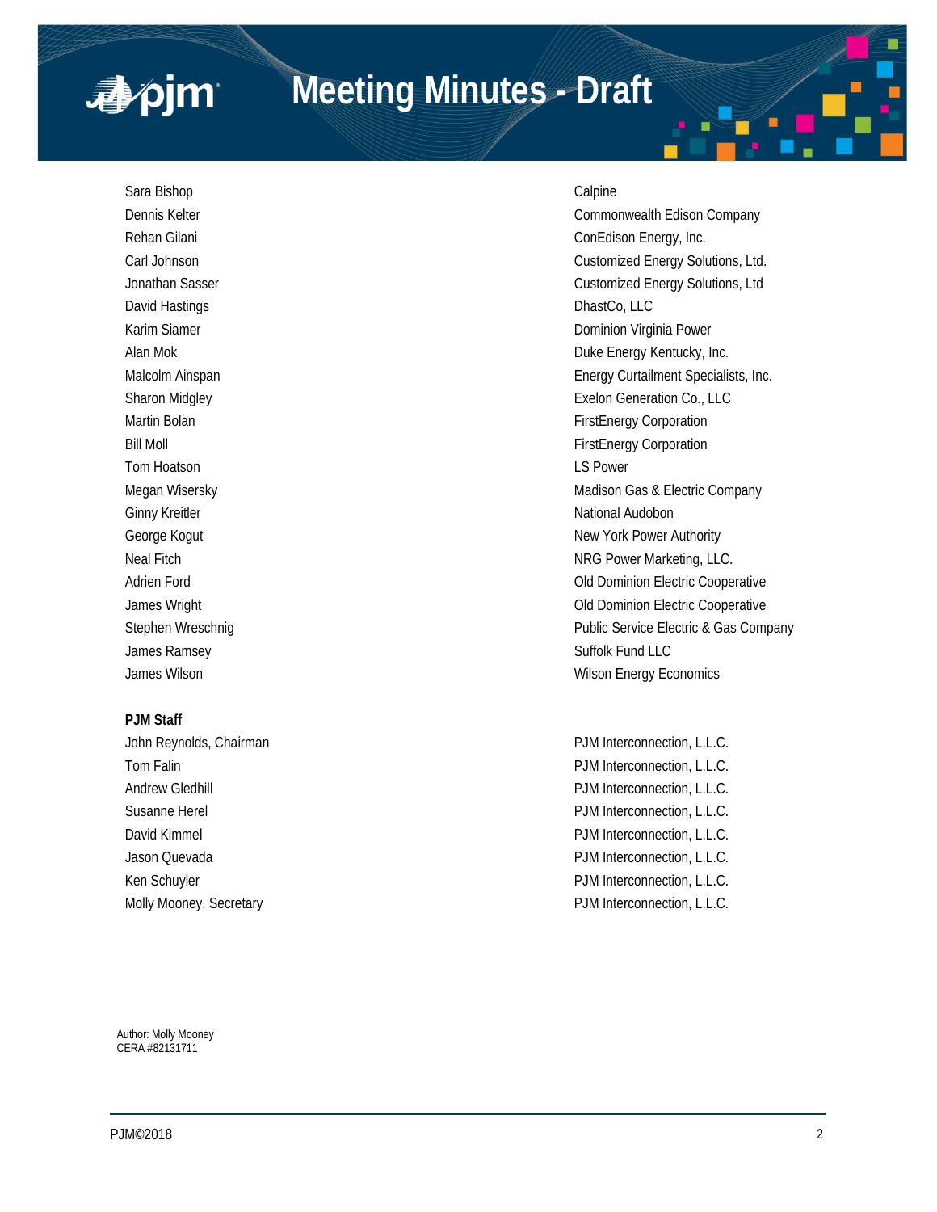| | |
|---|---|
| Sara Bishop | Calpine |
| Dennis Kelter | Commonwealth Edison Company |
| Rehan Gilani | ConEdison Energy, Inc. |
| Carl Johnson | Customized Energy Solutions, Ltd. |
| Jonathan Sasser | Customized Energy Solutions, Ltd |
| David Hastings | DhastCo, LLC |
| Karim Siamer | Dominion Virginia Power |
| Alan Mok | Duke Energy Kentucky, Inc. |
| Malcolm Ainspan | Energy Curtailment Specialists, Inc. |
| Sharon Midgley | Exelon Generation Co., LLC |
| Martin Bolan | FirstEnergy Corporation |
| Bill Moll | FirstEnergy Corporation |
| Tom Hoatson | LS Power |
| Megan Wisersky | Madison Gas & Electric Company |
| Ginny Kreitler | National Audobon |
| George Kogut | New York Power Authority |
| Neal Fitch | NRG Power Marketing, LLC. |
| Adrien Ford | Old Dominion Electric Cooperative |
| James Wright | Old Dominion Electric Cooperative |
| Stephen Wreschnig | Public Service Electric & Gas Company |
| James Ramsey | Suffolk Fund LLC |
| James Wilson | Wilson Energy Economics |

**PJM Staff**

| | |
|---|---|
| John Reynolds, Chairman | PJM Interconnection, L.L.C. |
| Tom Falin | PJM Interconnection, L.L.C. |
| Andrew Gledhill | PJM Interconnection, L.L.C. |
| Susanne Herel | PJM Interconnection, L.L.C. |
| David Kimmel | PJM Interconnection, L.L.C. |
| Jason Quevada | PJM Interconnection, L.L.C. |
| Ken Schuyler | PJM Interconnection, L.L.C. |
| Molly Mooney, Secretary | PJM Interconnection, L.L.C. |

Author: Molly Mooney
CERA #82131711